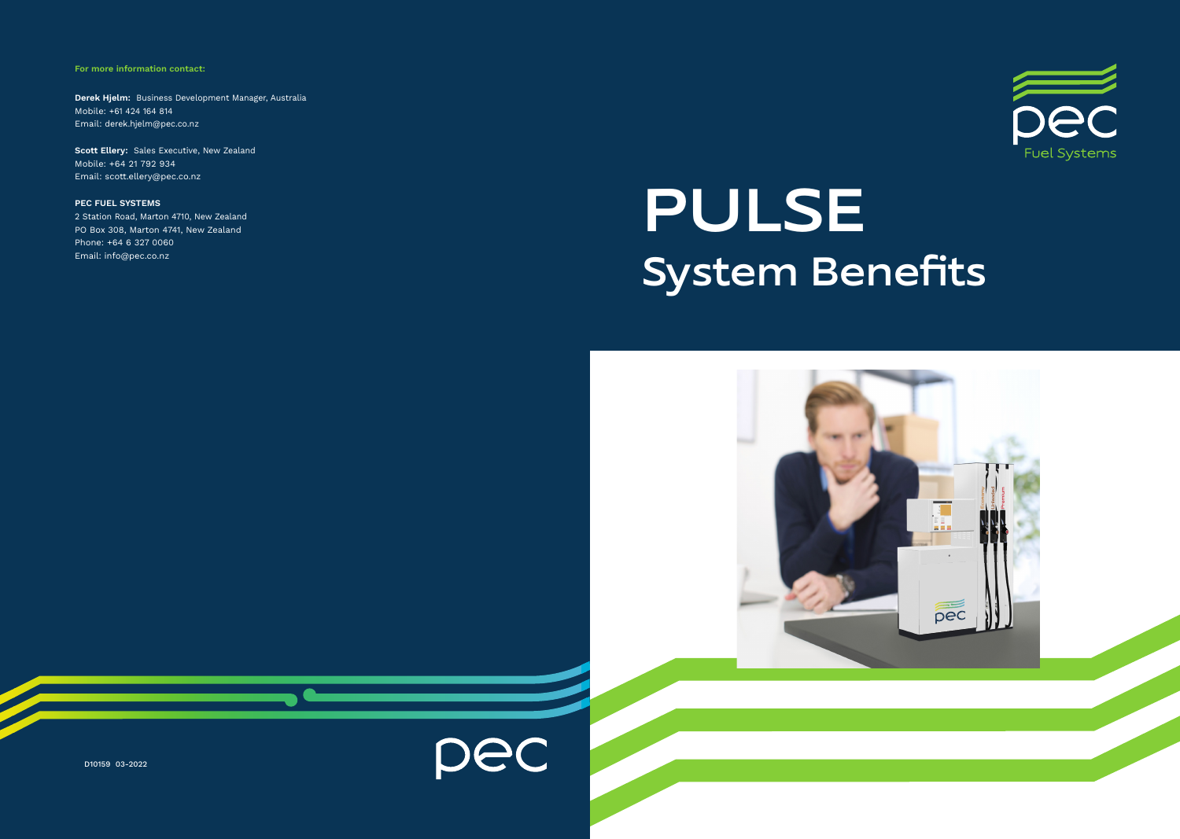# PULSE

## System Benefits

**For more information contact:**

**Derek Hjelm:** Business Development Manager, Australia
Mobile: +61 424 164 814
Email: derek.hjelm@pec.co.nz

**Scott Ellery:** Sales Executive, New Zealand
Mobile: +64 21 792 934
Email: scott.ellery@pec.co.nz

**PEC FUEL SYSTEMS**
2 Station Road, Marton 4710, New Zealand
PO Box 308, Marton 4741, New Zealand
Phone: +64 6 327 0060
Email: info@pec.co.nz

D10159 03-2022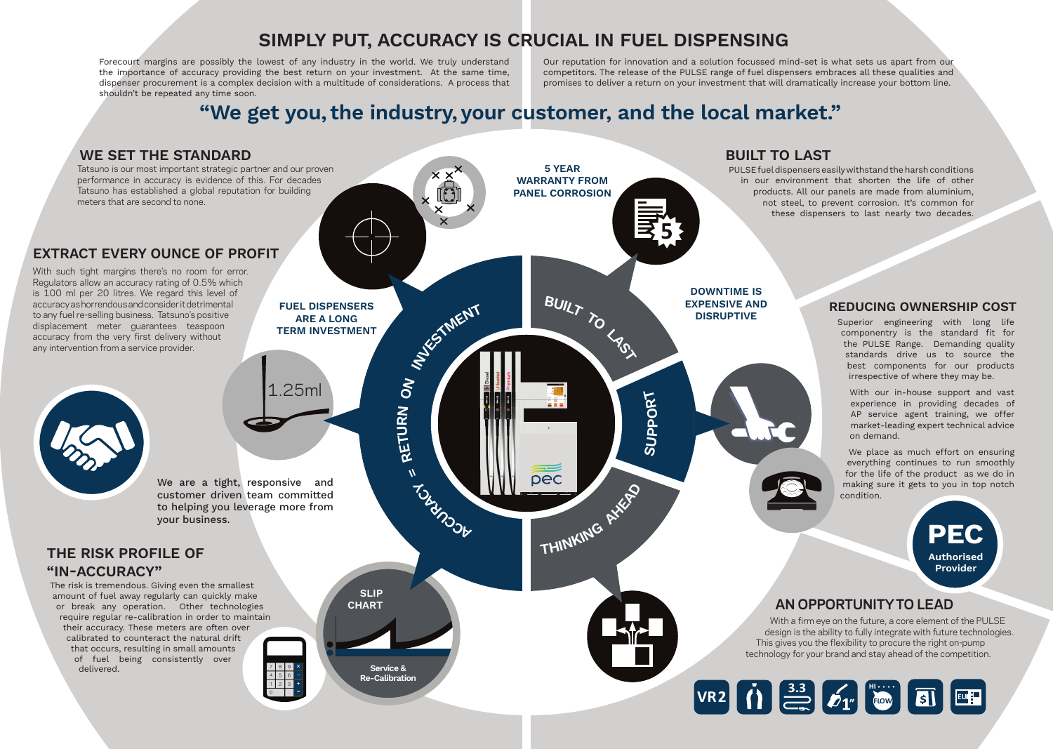# SIMPLY PUT, ACCURACY IS CRUCIAL IN FUEL DISPENSING

Forecourt margins are possibly the lowest of any industry in the world. We truly understand the importance of accuracy providing the best return on your investment. At the same time, dispenser procurement is a complex decision with a multitude of considerations. A process that shouldn't be repeated any time soon.

Our reputation for innovation and a solution focussed mind-set is what sets us apart from our competitors. The release of the PULSE range of fuel dispensers embraces all these qualities and promises to deliver a return on your investment that will dramatically increase your bottom line.

## "We get you, the industry, your customer, and the local market."

### WE SET THE STANDARD

Tatsuno is our most important strategic partner and our proven performance in accuracy is evidence of this. For decades Tatsuno has established a global reputation for building meters that are second to none.

### EXTRACT EVERY OUNCE OF PROFIT

With such tight margins there's no room for error. Regulators allow an accuracy rating of 0.5% which is 100 ml per 20 litres. We regard this level of accuracy as horrendous and consider it detrimental to any fuel re-selling business. Tatsuno's positive displacement meter guarantees teaspoon accuracy from the very first delivery without any intervention from a service provider.

1.25ml

**FUEL DISPENSERS ARE A LONG TERM INVESTMENT**

**We are a tight, responsive and customer driven team committed to helping you leverage more from your business.**

### THE RISK PROFILE OF "IN-ACCURACY"

The risk is tremendous. Giving even the smallest amount of fuel away regularly can quickly make or break any operation. Other technologies require regular re-calibration in order to maintain their accuracy. These meters are often over calibrated to counteract the natural drift that occurs, resulting in small amounts of fuel being consistently over delivered.

**SLIP CHART**

**Service & Re-Calibration**

**ACCURACY = RETURN ON INVESTMENT**

**BUILT TO LAST**

**SUPPORT**

**THINKING AHEAD**

**5 YEAR WARRANTY FROM PANEL CORROSION**

### BUILT TO LAST

PULSE fuel dispensers easily withstand the harsh conditions in our environment that shorten the life of other products. All our panels are made from aluminium, not steel, to prevent corrosion. It's common for these dispensers to last nearly two decades.

**DOWNTIME IS EXPENSIVE AND DISRUPTIVE**

### REDUCING OWNERSHIP COST

Superior engineering with long life componentry is the standard fit for the PULSE Range. Demanding quality standards drive us to source the best components for our products irrespective of where they may be.

With our in-house support and vast experience in providing decades of AP service agent training, we offer market-leading expert technical advice on demand.

We place as much effort on ensuring everything continues to run smoothly for the life of the product as we do in making sure it gets to you in top notch condition.

**PEC Authorised Provider**

### AN OPPORTUNITY TO LEAD

With a firm eye on the future, a core element of the PULSE design is the ability to fully integrate with future technologies. This gives you the flexibility to procure the right on-pump technology for your brand and stay ahead of the competition.

VR2 | 3.3 | 1" | HI FLOW